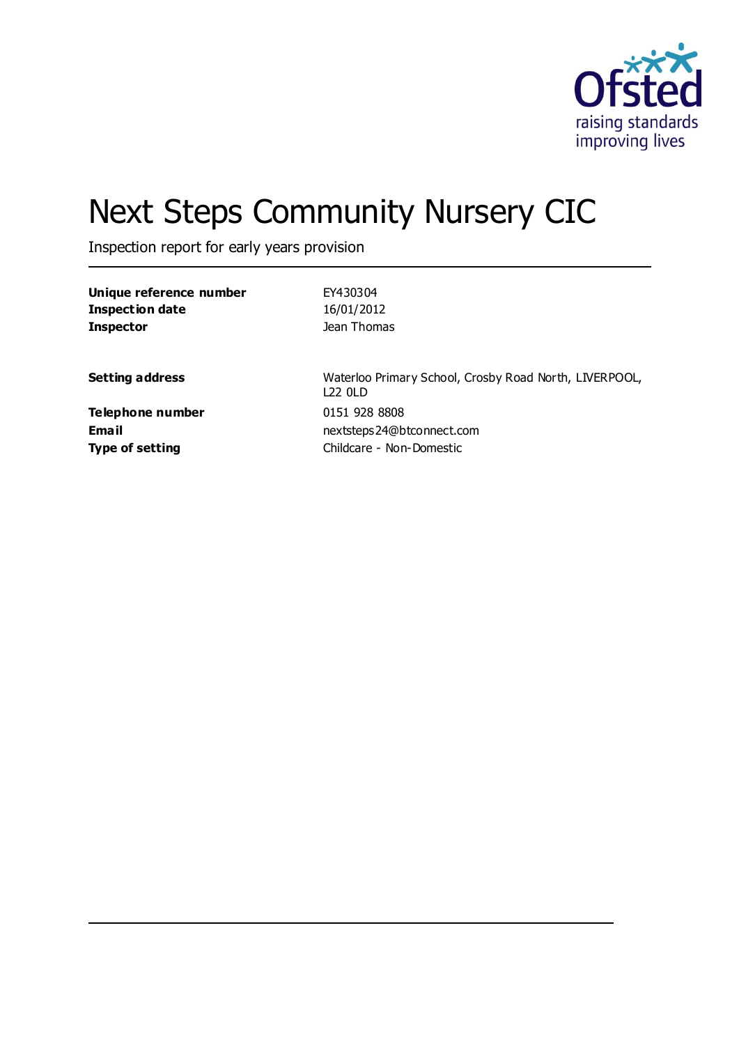# Next Steps Community Nursery CIC

Inspection report for early years provision

| | |
|---|---|
| **Unique reference number** | EY430304 |
| **Inspection date** | 16/01/2012 |
| **Inspector** | Jean Thomas |

| | |
|---|---|
| **Setting address** | Waterloo Primary School, Crosby Road North, LIVERPOOL, L22 0LD |
| **Telephone number** | 0151 928 8808 |
| **Email** | nextsteps24@btconnect.com |
| **Type of setting** | Childcare - Non-Domestic |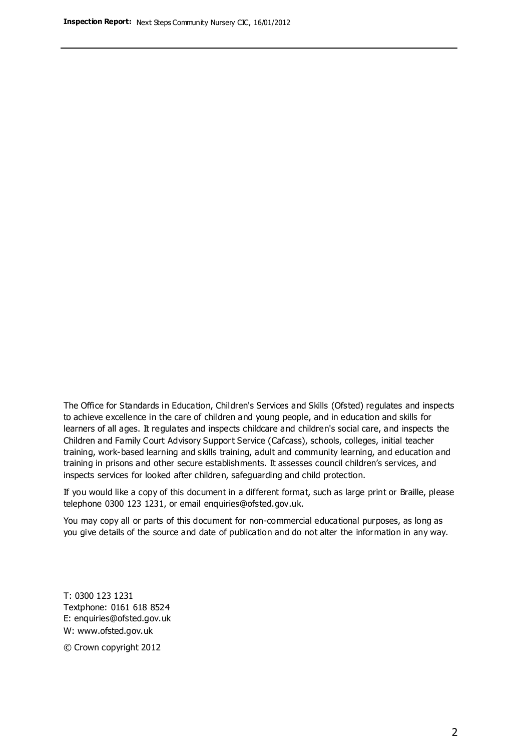The Office for Standards in Education, Children's Services and Skills (Ofsted) regulates and inspects to achieve excellence in the care of children and young people, and in education and skills for learners of all ages. It regulates and inspects childcare and children's social care, and inspects the Children and Family Court Advisory Support Service (Cafcass), schools, colleges, initial teacher training, work-based learning and skills training, adult and community learning, and education and training in prisons and other secure establishments. It assesses council children's services, and inspects services for looked after children, safeguarding and child protection.

If you would like a copy of this document in a different format, such as large print or Braille, please telephone 0300 123 1231, or email enquiries@ofsted.gov.uk.

You may copy all or parts of this document for non-commercial educational purposes, as long as you give details of the source and date of publication and do not alter the information in any way.

T: 0300 123 1231
Textphone: 0161 618 8524
E: enquiries@ofsted.gov.uk
W: www.ofsted.gov.uk

© Crown copyright 2012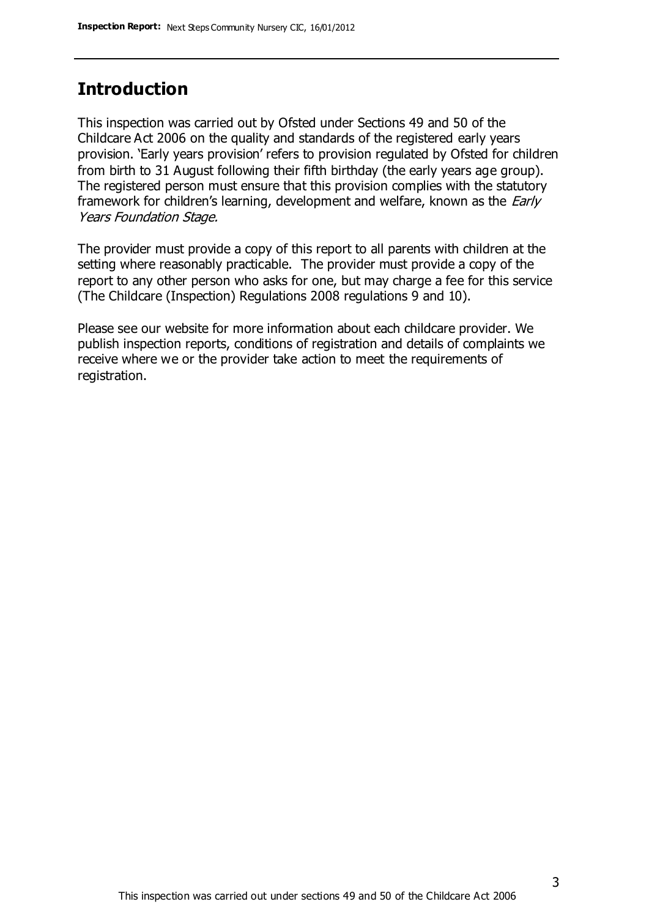## Introduction

This inspection was carried out by Ofsted under Sections 49 and 50 of the Childcare Act 2006 on the quality and standards of the registered early years provision. 'Early years provision' refers to provision regulated by Ofsted for children from birth to 31 August following their fifth birthday (the early years age group). The registered person must ensure that this provision complies with the statutory framework for children's learning, development and welfare, known as the *Early Years Foundation Stage.*

The provider must provide a copy of this report to all parents with children at the setting where reasonably practicable. The provider must provide a copy of the report to any other person who asks for one, but may charge a fee for this service (The Childcare (Inspection) Regulations 2008 regulations 9 and 10).

Please see our website for more information about each childcare provider. We publish inspection reports, conditions of registration and details of complaints we receive where we or the provider take action to meet the requirements of registration.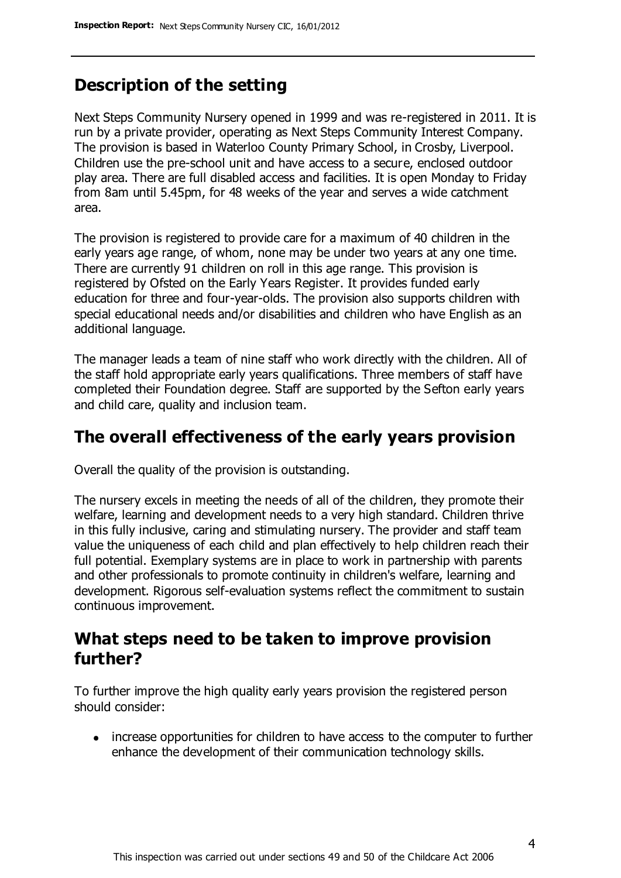## Description of the setting

Next Steps Community Nursery opened in 1999 and was re-registered in 2011. It is run by a private provider, operating as Next Steps Community Interest Company. The provision is based in Waterloo County Primary School, in Crosby, Liverpool. Children use the pre-school unit and have access to a secure, enclosed outdoor play area. There are full disabled access and facilities. It is open Monday to Friday from 8am until 5.45pm, for 48 weeks of the year and serves a wide catchment area.

The provision is registered to provide care for a maximum of 40 children in the early years age range, of whom, none may be under two years at any one time. There are currently 91 children on roll in this age range. This provision is registered by Ofsted on the Early Years Register. It provides funded early education for three and four-year-olds. The provision also supports children with special educational needs and/or disabilities and children who have English as an additional language.

The manager leads a team of nine staff who work directly with the children. All of the staff hold appropriate early years qualifications. Three members of staff have completed their Foundation degree. Staff are supported by the Sefton early years and child care, quality and inclusion team.

## The overall effectiveness of the early years provision

Overall the quality of the provision is outstanding.

The nursery excels in meeting the needs of all of the children, they promote their welfare, learning and development needs to a very high standard. Children thrive in this fully inclusive, caring and stimulating nursery. The provider and staff team value the uniqueness of each child and plan effectively to help children reach their full potential. Exemplary systems are in place to work in partnership with parents and other professionals to promote continuity in children's welfare, learning and development. Rigorous self-evaluation systems reflect the commitment to sustain continuous improvement.

## What steps need to be taken to improve provision further?

To further improve the high quality early years provision the registered person should consider:

- increase opportunities for children to have access to the computer to further enhance the development of their communication technology skills.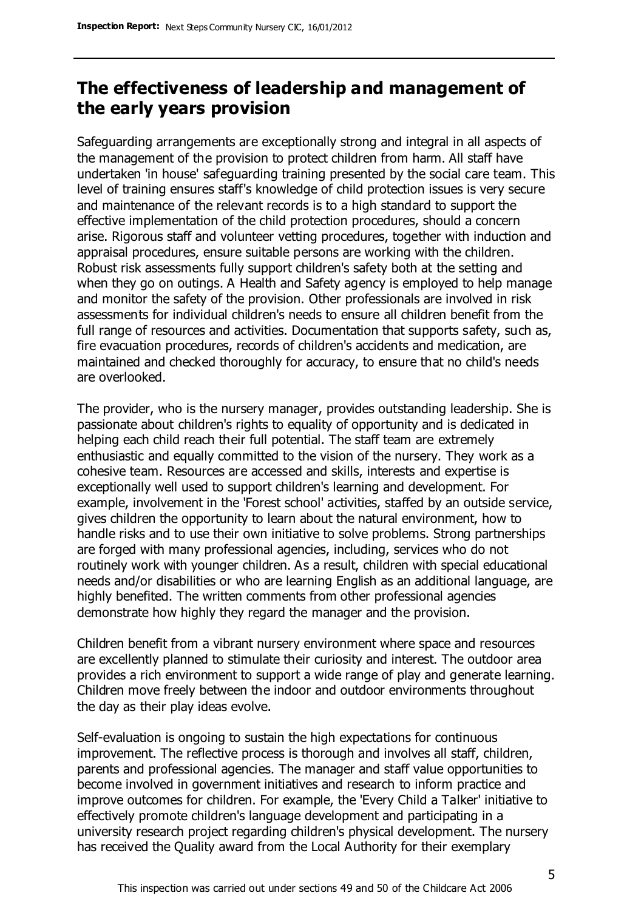## The effectiveness of leadership and management of the early years provision

Safeguarding arrangements are exceptionally strong and integral in all aspects of the management of the provision to protect children from harm. All staff have undertaken 'in house' safeguarding training presented by the social care team. This level of training ensures staff's knowledge of child protection issues is very secure and maintenance of the relevant records is to a high standard to support the effective implementation of the child protection procedures, should a concern arise. Rigorous staff and volunteer vetting procedures, together with induction and appraisal procedures, ensure suitable persons are working with the children. Robust risk assessments fully support children's safety both at the setting and when they go on outings. A Health and Safety agency is employed to help manage and monitor the safety of the provision. Other professionals are involved in risk assessments for individual children's needs to ensure all children benefit from the full range of resources and activities. Documentation that supports safety, such as, fire evacuation procedures, records of children's accidents and medication, are maintained and checked thoroughly for accuracy, to ensure that no child's needs are overlooked.

The provider, who is the nursery manager, provides outstanding leadership. She is passionate about children's rights to equality of opportunity and is dedicated in helping each child reach their full potential. The staff team are extremely enthusiastic and equally committed to the vision of the nursery. They work as a cohesive team. Resources are accessed and skills, interests and expertise is exceptionally well used to support children's learning and development. For example, involvement in the 'Forest school' activities, staffed by an outside service, gives children the opportunity to learn about the natural environment, how to handle risks and to use their own initiative to solve problems. Strong partnerships are forged with many professional agencies, including, services who do not routinely work with younger children. As a result, children with special educational needs and/or disabilities or who are learning English as an additional language, are highly benefited. The written comments from other professional agencies demonstrate how highly they regard the manager and the provision.

Children benefit from a vibrant nursery environment where space and resources are excellently planned to stimulate their curiosity and interest. The outdoor area provides a rich environment to support a wide range of play and generate learning. Children move freely between the indoor and outdoor environments throughout the day as their play ideas evolve.

Self-evaluation is ongoing to sustain the high expectations for continuous improvement. The reflective process is thorough and involves all staff, children, parents and professional agencies. The manager and staff value opportunities to become involved in government initiatives and research to inform practice and improve outcomes for children. For example, the 'Every Child a Talker' initiative to effectively promote children's language development and participating in a university research project regarding children's physical development. The nursery has received the Quality award from the Local Authority for their exemplary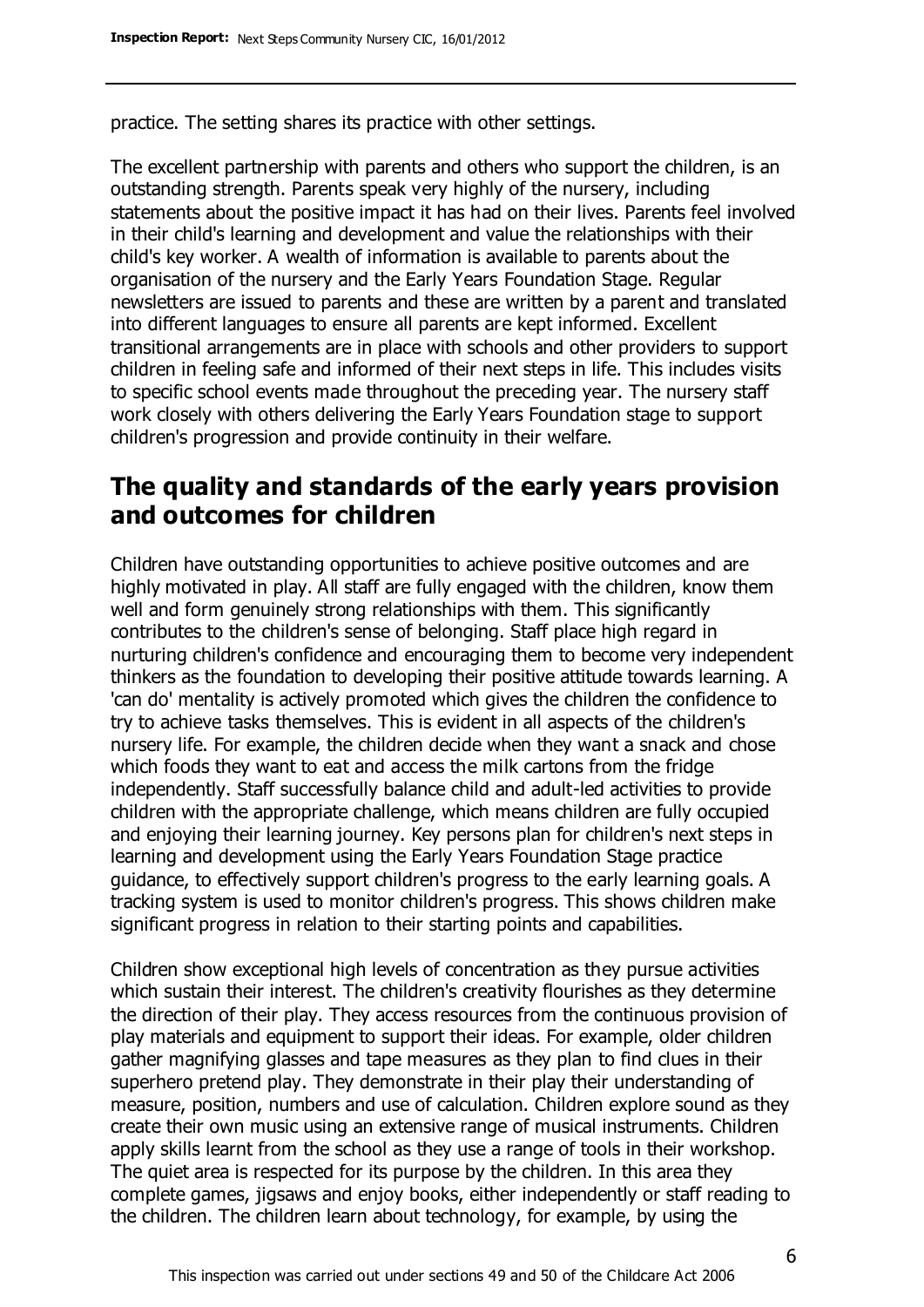practice. The setting shares its practice with other settings.

The excellent partnership with parents and others who support the children, is an outstanding strength. Parents speak very highly of the nursery, including statements about the positive impact it has had on their lives. Parents feel involved in their child's learning and development and value the relationships with their child's key worker. A wealth of information is available to parents about the organisation of the nursery and the Early Years Foundation Stage. Regular newsletters are issued to parents and these are written by a parent and translated into different languages to ensure all parents are kept informed. Excellent transitional arrangements are in place with schools and other providers to support children in feeling safe and informed of their next steps in life. This includes visits to specific school events made throughout the preceding year. The nursery staff work closely with others delivering the Early Years Foundation stage to support children's progression and provide continuity in their welfare.

## The quality and standards of the early years provision and outcomes for children

Children have outstanding opportunities to achieve positive outcomes and are highly motivated in play. All staff are fully engaged with the children, know them well and form genuinely strong relationships with them. This significantly contributes to the children's sense of belonging. Staff place high regard in nurturing children's confidence and encouraging them to become very independent thinkers as the foundation to developing their positive attitude towards learning. A 'can do' mentality is actively promoted which gives the children the confidence to try to achieve tasks themselves. This is evident in all aspects of the children's nursery life. For example, the children decide when they want a snack and chose which foods they want to eat and access the milk cartons from the fridge independently. Staff successfully balance child and adult-led activities to provide children with the appropriate challenge, which means children are fully occupied and enjoying their learning journey. Key persons plan for children's next steps in learning and development using the Early Years Foundation Stage practice guidance, to effectively support children's progress to the early learning goals. A tracking system is used to monitor children's progress. This shows children make significant progress in relation to their starting points and capabilities.

Children show exceptional high levels of concentration as they pursue activities which sustain their interest. The children's creativity flourishes as they determine the direction of their play. They access resources from the continuous provision of play materials and equipment to support their ideas. For example, older children gather magnifying glasses and tape measures as they plan to find clues in their superhero pretend play. They demonstrate in their play their understanding of measure, position, numbers and use of calculation. Children explore sound as they create their own music using an extensive range of musical instruments. Children apply skills learnt from the school as they use a range of tools in their workshop. The quiet area is respected for its purpose by the children. In this area they complete games, jigsaws and enjoy books, either independently or staff reading to the children. The children learn about technology, for example, by using the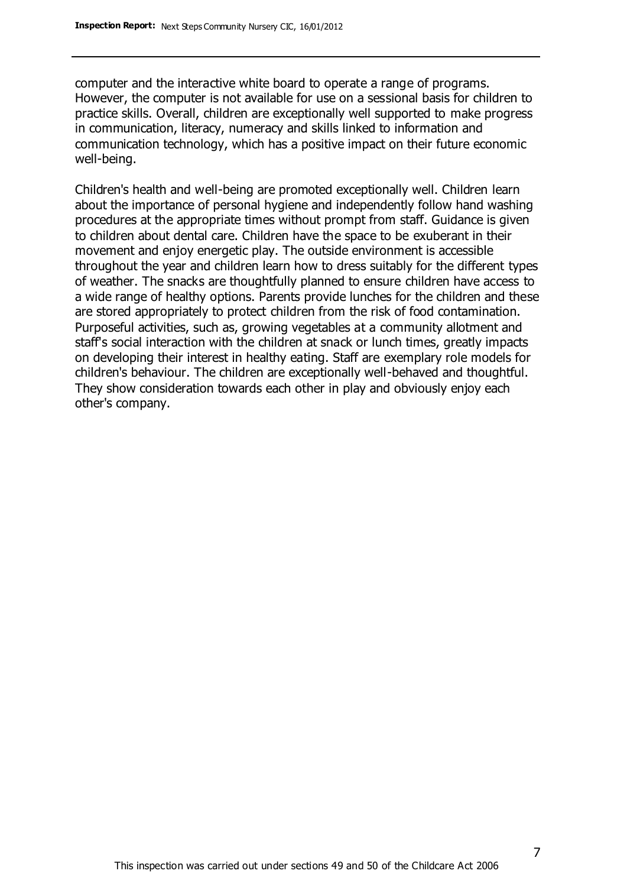computer and the interactive white board to operate a range of programs. However, the computer is not available for use on a sessional basis for children to practice skills. Overall, children are exceptionally well supported to make progress in communication, literacy, numeracy and skills linked to information and communication technology, which has a positive impact on their future economic well-being.

Children's health and well-being are promoted exceptionally well. Children learn about the importance of personal hygiene and independently follow hand washing procedures at the appropriate times without prompt from staff. Guidance is given to children about dental care. Children have the space to be exuberant in their movement and enjoy energetic play. The outside environment is accessible throughout the year and children learn how to dress suitably for the different types of weather. The snacks are thoughtfully planned to ensure children have access to a wide range of healthy options. Parents provide lunches for the children and these are stored appropriately to protect children from the risk of food contamination. Purposeful activities, such as, growing vegetables at a community allotment and staff's social interaction with the children at snack or lunch times, greatly impacts on developing their interest in healthy eating. Staff are exemplary role models for children's behaviour. The children are exceptionally well-behaved and thoughtful. They show consideration towards each other in play and obviously enjoy each other's company.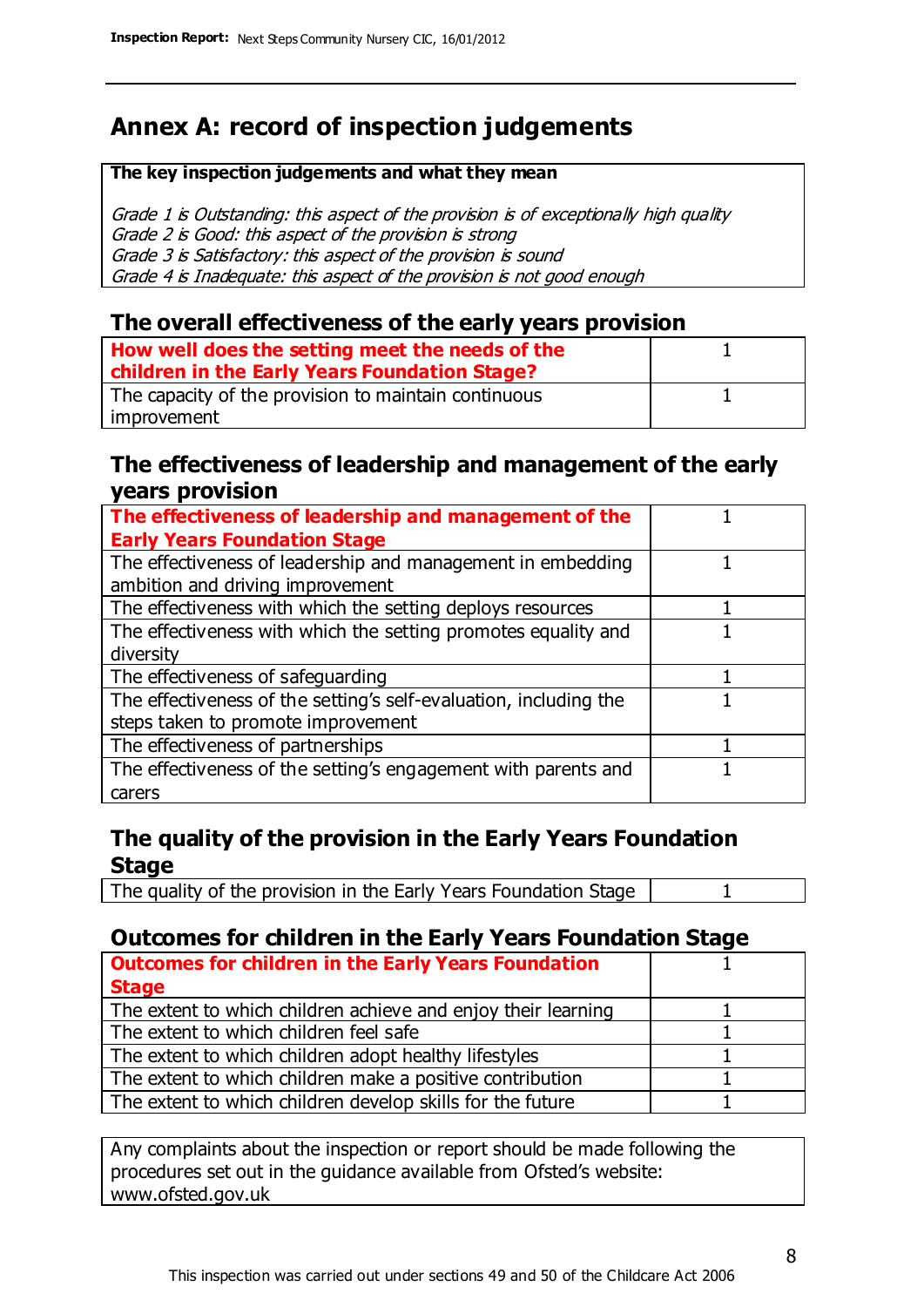# Annex A: record of inspection judgements

| The key inspection judgements and what they mean |
|---|
| *Grade 1 is Outstanding: this aspect of the provision is of exceptionally high quality*<br>*Grade 2 is Good: this aspect of the provision is strong*<br>*Grade 3 is Satisfactory: this aspect of the provision is sound*<br>*Grade 4 is Inadequate: this aspect of the provision is not good enough* |

## The overall effectiveness of the early years provision

| | |
|---|---|
| **How well does the setting meet the needs of the children in the Early Years Foundation Stage?** | 1 |
| The capacity of the provision to maintain continuous improvement | 1 |

## The effectiveness of leadership and management of the early years provision

| | |
|---|---|
| **The effectiveness of leadership and management of the Early Years Foundation Stage** | 1 |
| The effectiveness of leadership and management in embedding ambition and driving improvement | 1 |
| The effectiveness with which the setting deploys resources | 1 |
| The effectiveness with which the setting promotes equality and diversity | 1 |
| The effectiveness of safeguarding | 1 |
| The effectiveness of the setting's self-evaluation, including the steps taken to promote improvement | 1 |
| The effectiveness of partnerships | 1 |
| The effectiveness of the setting's engagement with parents and carers | 1 |

## The quality of the provision in the Early Years Foundation Stage

| | |
|---|---|
| The quality of the provision in the Early Years Foundation Stage | 1 |

## Outcomes for children in the Early Years Foundation Stage

| | |
|---|---|
| **Outcomes for children in the Early Years Foundation Stage** | 1 |
| The extent to which children achieve and enjoy their learning | 1 |
| The extent to which children feel safe | 1 |
| The extent to which children adopt healthy lifestyles | 1 |
| The extent to which children make a positive contribution | 1 |
| The extent to which children develop skills for the future | 1 |

Any complaints about the inspection or report should be made following the procedures set out in the guidance available from Ofsted's website: www.ofsted.gov.uk